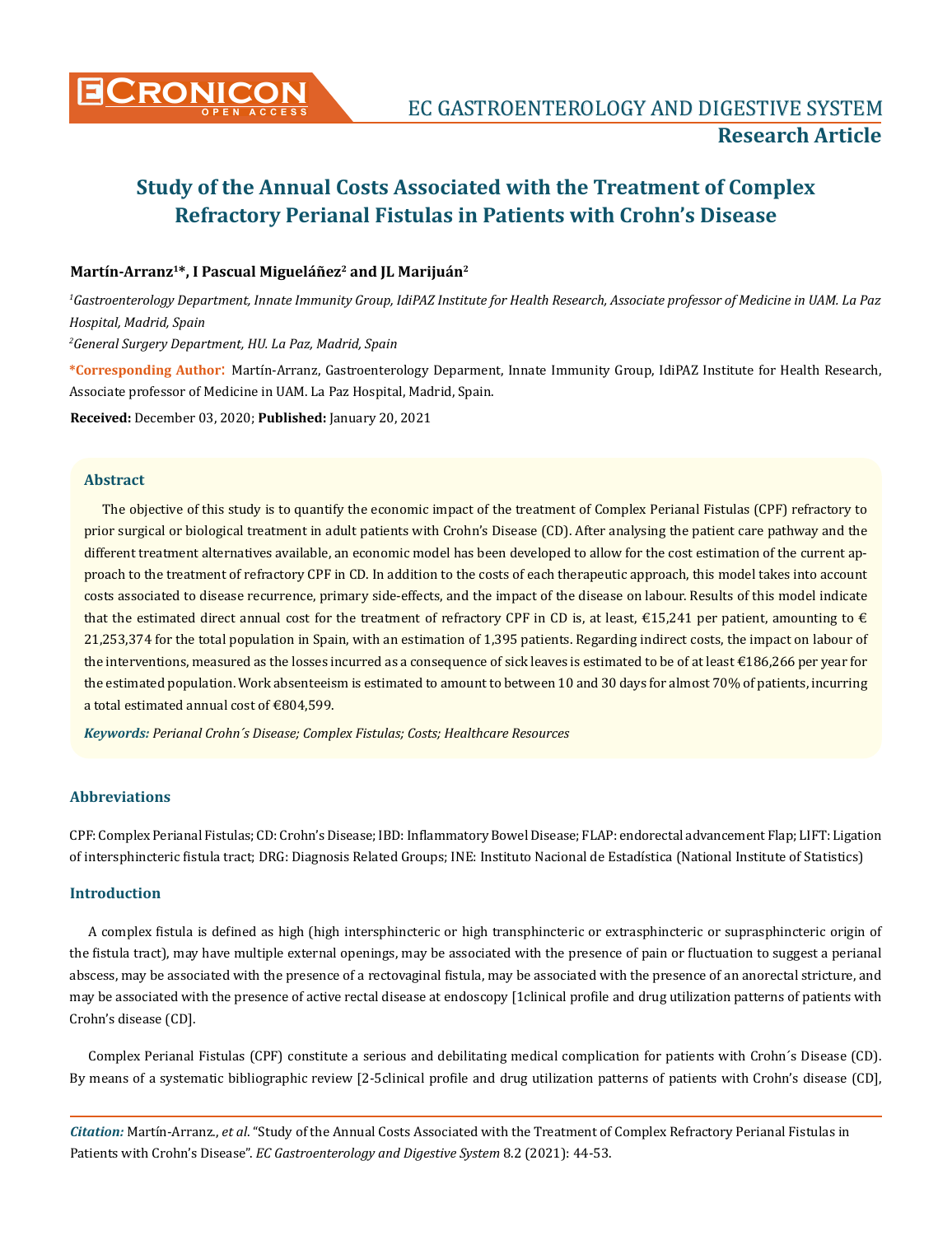# Study of the Annual Costs Associated with the Treatment of Complex Refractory Perianal Fistulas in Patients with Crohn's Disease

**Martín-Arranz[1]*, I Pascual Migueláñez[2] and JL Marijuán[2]**

*[1]Gastroenterology Department, Innate Immunity Group, IdiPAZ Institute for Health Research, Associate professor of Medicine in UAM. La Paz Hospital, Madrid, Spain*

*[2]General Surgery Department, HU. La Paz, Madrid, Spain*

**\*Corresponding Author:** Martín-Arranz, Gastroenterology Deparment, Innate Immunity Group, IdiPAZ Institute for Health Research, Associate professor of Medicine in UAM. La Paz Hospital, Madrid, Spain.

**Received:** December 03, 2020; **Published:** January 20, 2021

## Abstract

The objective of this study is to quantify the economic impact of the treatment of Complex Perianal Fistulas (CPF) refractory to prior surgical or biological treatment in adult patients with Crohn's Disease (CD). After analysing the patient care pathway and the different treatment alternatives available, an economic model has been developed to allow for the cost estimation of the current approach to the treatment of refractory CPF in CD. In addition to the costs of each therapeutic approach, this model takes into account costs associated to disease recurrence, primary side-effects, and the impact of the disease on labour. Results of this model indicate that the estimated direct annual cost for the treatment of refractory CPF in CD is, at least, €15,241 per patient, amounting to € 21,253,374 for the total population in Spain, with an estimation of 1,395 patients. Regarding indirect costs, the impact on labour of the interventions, measured as the losses incurred as a consequence of sick leaves is estimated to be of at least €186,266 per year for the estimated population. Work absenteeism is estimated to amount to between 10 and 30 days for almost 70% of patients, incurring a total estimated annual cost of €804,599.

***Keywords:*** *Perianal Crohn´s Disease; Complex Fistulas; Costs; Healthcare Resources*

## Abbreviations

CPF: Complex Perianal Fistulas; CD: Crohn's Disease; IBD: Inflammatory Bowel Disease; FLAP: endorectal advancement Flap; LIFT: Ligation of intersphincteric fistula tract; DRG: Diagnosis Related Groups; INE: Instituto Nacional de Estadística (National Institute of Statistics)

## Introduction

A complex fistula is defined as high (high intersphincteric or high transphincteric or extrasphincteric or suprasphincteric origin of the fistula tract), may have multiple external openings, may be associated with the presence of pain or fluctuation to suggest a perianal abscess, may be associated with the presence of a rectovaginal fistula, may be associated with the presence of an anorectal stricture, and may be associated with the presence of active rectal disease at endoscopy [1clinical profile and drug utilization patterns of patients with Crohn's disease (CD].

Complex Perianal Fistulas (CPF) constitute a serious and debilitating medical complication for patients with Crohn´s Disease (CD). By means of a systematic bibliographic review [2-5clinical profile and drug utilization patterns of patients with Crohn's disease (CD],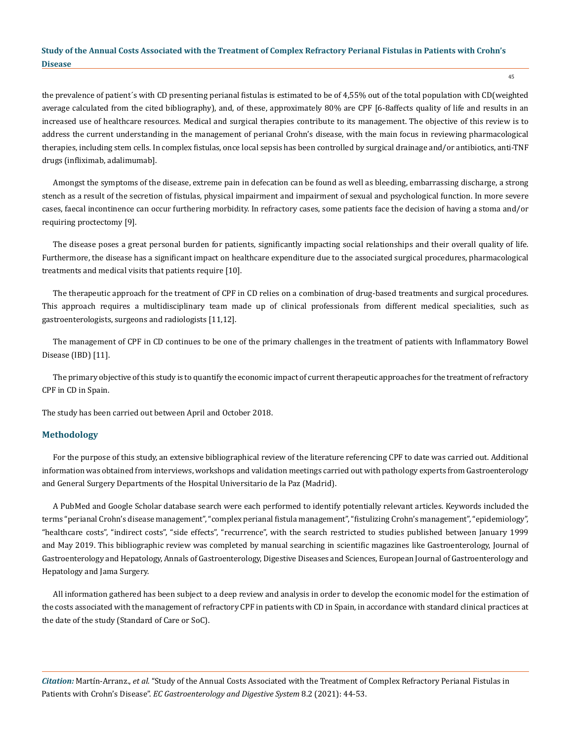the prevalence of patient´s with CD presenting perianal fistulas is estimated to be of 4,55% out of the total population with CD(weighted average calculated from the cited bibliography), and, of these, approximately 80% are CPF [6-8affects quality of life and results in an increased use of healthcare resources. Medical and surgical therapies contribute to its management. The objective of this review is to address the current understanding in the management of perianal Crohn's disease, with the main focus in reviewing pharmacological therapies, including stem cells. In complex fistulas, once local sepsis has been controlled by surgical drainage and/or antibiotics, anti-TNF drugs (infliximab, adalimumab].

Amongst the symptoms of the disease, extreme pain in defecation can be found as well as bleeding, embarrassing discharge, a strong stench as a result of the secretion of fistulas, physical impairment and impairment of sexual and psychological function. In more severe cases, faecal incontinence can occur furthering morbidity. In refractory cases, some patients face the decision of having a stoma and/or requiring proctectomy [9].

The disease poses a great personal burden for patients, significantly impacting social relationships and their overall quality of life. Furthermore, the disease has a significant impact on healthcare expenditure due to the associated surgical procedures, pharmacological treatments and medical visits that patients require [10].

The therapeutic approach for the treatment of CPF in CD relies on a combination of drug-based treatments and surgical procedures. This approach requires a multidisciplinary team made up of clinical professionals from different medical specialities, such as gastroenterologists, surgeons and radiologists [11,12].

The management of CPF in CD continues to be one of the primary challenges in the treatment of patients with Inflammatory Bowel Disease (IBD) [11].

The primary objective of this study is to quantify the economic impact of current therapeutic approaches for the treatment of refractory CPF in CD in Spain.

The study has been carried out between April and October 2018.

## Methodology

For the purpose of this study, an extensive bibliographical review of the literature referencing CPF to date was carried out. Additional information was obtained from interviews, workshops and validation meetings carried out with pathology experts from Gastroenterology and General Surgery Departments of the Hospital Universitario de la Paz (Madrid).

A PubMed and Google Scholar database search were each performed to identify potentially relevant articles. Keywords included the terms "perianal Crohn's disease management", "complex perianal fistula management", "fistulizing Crohn's management", "epidemiology", "healthcare costs", "indirect costs", "side effects", "recurrence", with the search restricted to studies published between January 1999 and May 2019. This bibliographic review was completed by manual searching in scientific magazines like Gastroenterology, Journal of Gastroenterology and Hepatology, Annals of Gastroenterology, Digestive Diseases and Sciences, European Journal of Gastroenterology and Hepatology and Jama Surgery.

All information gathered has been subject to a deep review and analysis in order to develop the economic model for the estimation of the costs associated with the management of refractory CPF in patients with CD in Spain, in accordance with standard clinical practices at the date of the study (Standard of Care or SoC).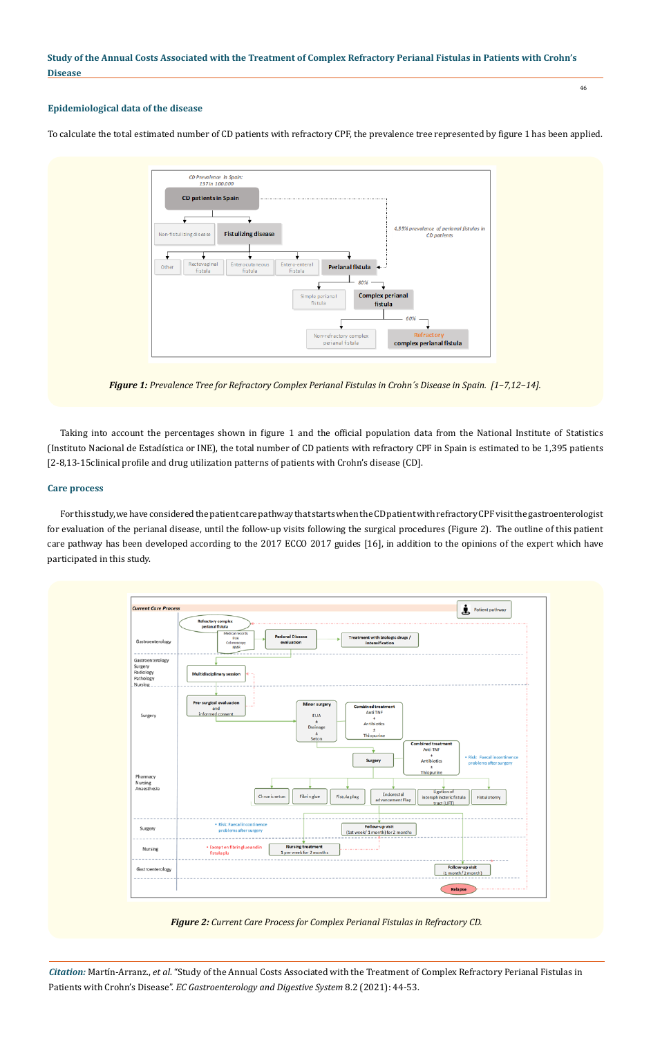### Epidemiological data of the disease

To calculate the total estimated number of CD patients with refractory CPF, the prevalence tree represented by figure 1 has been applied.

***Figure 1:*** *Prevalence Tree for Refractory Complex Perianal Fistulas in Crohn´s Disease in Spain. [1–7,12–14].*

Taking into account the percentages shown in figure 1 and the official population data from the National Institute of Statistics (Instituto Nacional de Estadística or INE), the total number of CD patients with refractory CPF in Spain is estimated to be 1,395 patients [2-8,13-15clinical profile and drug utilization patterns of patients with Crohn's disease (CD].

### Care process

For this study, we have considered the patient care pathway that starts when the CD patient with refractory CPF visit the gastroenterologist for evaluation of the perianal disease, until the follow-up visits following the surgical procedures (Figure 2). The outline of this patient care pathway has been developed according to the 2017 ECCO 2017 guides [16], in addition to the opinions of the expert which have participated in this study.

***Figure 2:*** *Current Care Process for Complex Perianal Fistulas in Refractory CD.*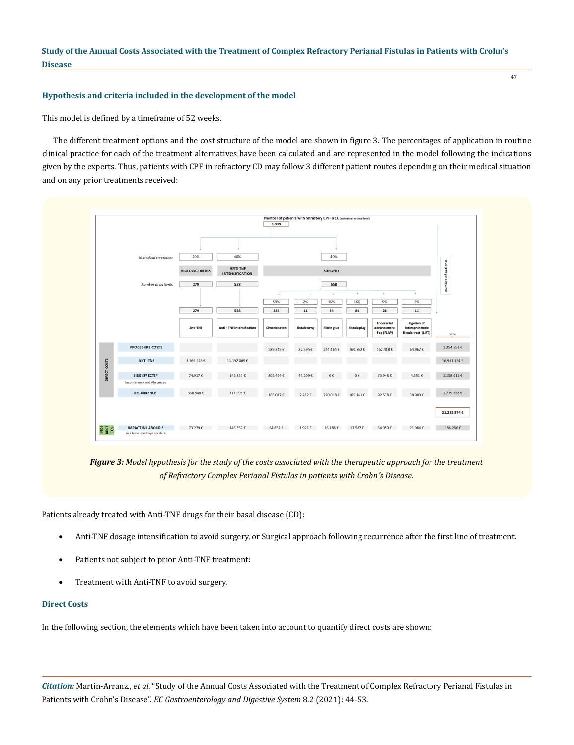### Hypothesis and criteria included in the development of the model

This model is defined by a timeframe of 52 weeks.

The different treatment options and the cost structure of the model are shown in figure 3. The percentages of application in routine clinical practice for each of the treatment alternatives have been calculated and are represented in the model following the indications given by the experts. Thus, patients with CPF in refractory CD may follow 3 different patient routes depending on their medical situation and on any prior treatments received:

Number of patients with refractory CPF in EC (estimated national level): 1.395

| | | BIOLOGIC DRUGS | ANTI TNF INTENSIFICATION | SURGERY | | | | | | |
|---|---|---|---|---|---|---|---|---|---|---|
| | % medical treatment | 20% | 40% | 40% | | | | | | |
| | Number of patients | 279 | 558 | 558 | | | | | | |
| | | | | 59% | 2% | 15% | 16% | 5% | 2% | |
| | | 279 | 558 | 329 | 11 | 84 | 89 | 28 | 11 | |
| | | Anti-TNF | Anti - TNF intensification | Chronic seton | Fistulotomy | Fibrin glue | Fistula plug | Endorectal advancement flap (FLAP) | Ligation of intersphincteric fistula tract (LIFT) | TOTAL |
| DIRECT COSTS | PROCEDURE COSTS | | | 589.345 € | 32.595 € | 244.464 € | 260.762 € | 162.418 € | 64.967 € | 1.354.551 € |
| | ANTI-TNF | 3.769.145 € | 13.192.009 € | | | | | | | 16.961.154 € |
| | SIDE EFFECTS* Incontinency and Abscesses | 74.917 € | 149.833 € | 805.464 € | 49.299 € | 0 € | 0 € | 73.948 € | 4.551 € | 1.158.011 € |
| | RECURRENCE | 358.548 € | 717.095 € | 165.017 € | 2.282 € | 220.018 € | 185.141 € | 92.578 € | 18.980 € | 1.779.658 € |
| | | | | | | | | | | 21.253.374 € |
| INDIRECT COSTS | IMPACT IN LABOUR * sick leave due to procedure | 73.279 € | 146.557 € | 64.852 € | 1.971 € | 16.488 € | 17.587 € | 54.959 € | 21.984 € | 186.266 € |

*Figure 3: Model hypothesis for the study of the costs associated with the therapeutic approach for the treatment of Refractory Complex Perianal Fistulas in patients with Crohn´s Disease.*

Patients already treated with Anti-TNF drugs for their basal disease (CD):

- Anti-TNF dosage intensification to avoid surgery, or Surgical approach following recurrence after the first line of treatment.
- Patients not subject to prior Anti-TNF treatment:
- Treatment with Anti-TNF to avoid surgery.

### Direct Costs

In the following section, the elements which have been taken into account to quantify direct costs are shown: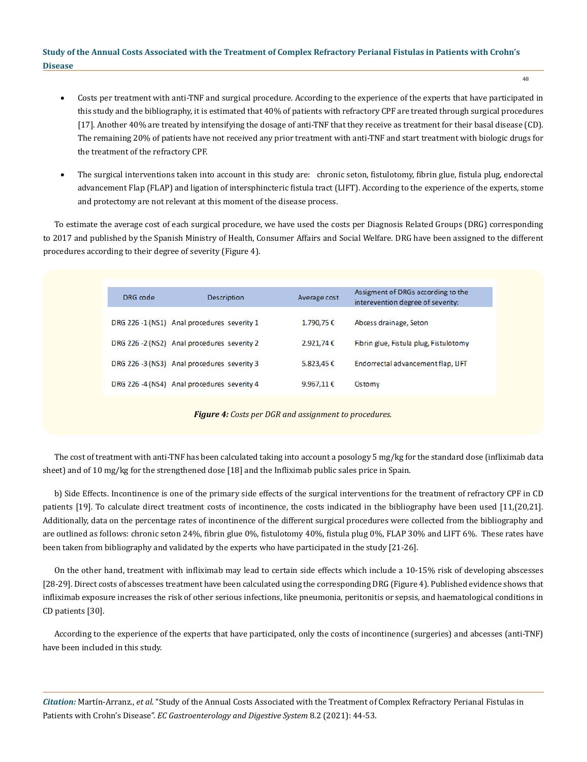- Costs per treatment with anti-TNF and surgical procedure. According to the experience of the experts that have participated in this study and the bibliography, it is estimated that 40% of patients with refractory CPF are treated through surgical procedures [17]. Another 40% are treated by intensifying the dosage of anti-TNF that they receive as treatment for their basal disease (CD). The remaining 20% of patients have not received any prior treatment with anti-TNF and start treatment with biologic drugs for the treatment of the refractory CPF.

- The surgical interventions taken into account in this study are: chronic seton, fistulotomy, fibrin glue, fistula plug, endorectal advancement Flap (FLAP) and ligation of intersphincteric fistula tract (LIFT). According to the experience of the experts, stome and protectomy are not relevant at this moment of the disease process.

To estimate the average cost of each surgical procedure, we have used the costs per Diagnosis Related Groups (DRG) corresponding to 2017 and published by the Spanish Ministry of Health, Consumer Affairs and Social Welfare. DRG have been assigned to the different procedures according to their degree of severity (Figure 4).

| DRG code | Description | Average cost | Assigment of DRGs according to the interevention degree of severity: |
|---|---|---|---|
| DRG 226 -1 (NS1) | Anal procedures severity 1 | 1.790,75 € | Abcess drainage, Seton |
| DRG 226 -2 (NS2) | Anal procedures severity 2 | 2.921,74 € | Fibrin glue, Fistula plug, Fistulotomy |
| DRG 226 -3 (NS3) | Anal procedures severity 3 | 5.823,45 € | Endorrectal advancement flap, LIFT |
| DRG 226 -4 (NS4) | Anal procedures severity 4 | 9.967,11 € | Ostomy |

***Figure 4:*** *Costs per DGR and assignment to procedures.*

The cost of treatment with anti-TNF has been calculated taking into account a posology 5 mg/kg for the standard dose (infliximab data sheet) and of 10 mg/kg for the strengthened dose [18] and the Infliximab public sales price in Spain.

b) Side Effects. Incontinence is one of the primary side effects of the surgical interventions for the treatment of refractory CPF in CD patients [19]. To calculate direct treatment costs of incontinence, the costs indicated in the bibliography have been used [11,(20,21]. Additionally, data on the percentage rates of incontinence of the different surgical procedures were collected from the bibliography and are outlined as follows: chronic seton 24%, fibrin glue 0%, fistulotomy 40%, fistula plug 0%, FLAP 30% and LIFT 6%. These rates have been taken from bibliography and validated by the experts who have participated in the study [21-26].

On the other hand, treatment with infliximab may lead to certain side effects which include a 10-15% risk of developing abscesses [28-29]. Direct costs of abscesses treatment have been calculated using the corresponding DRG (Figure 4). Published evidence shows that infliximab exposure increases the risk of other serious infections, like pneumonia, peritonitis or sepsis, and haematological conditions in CD patients [30].

According to the experience of the experts that have participated, only the costs of incontinence (surgeries) and abcesses (anti-TNF) have been included in this study.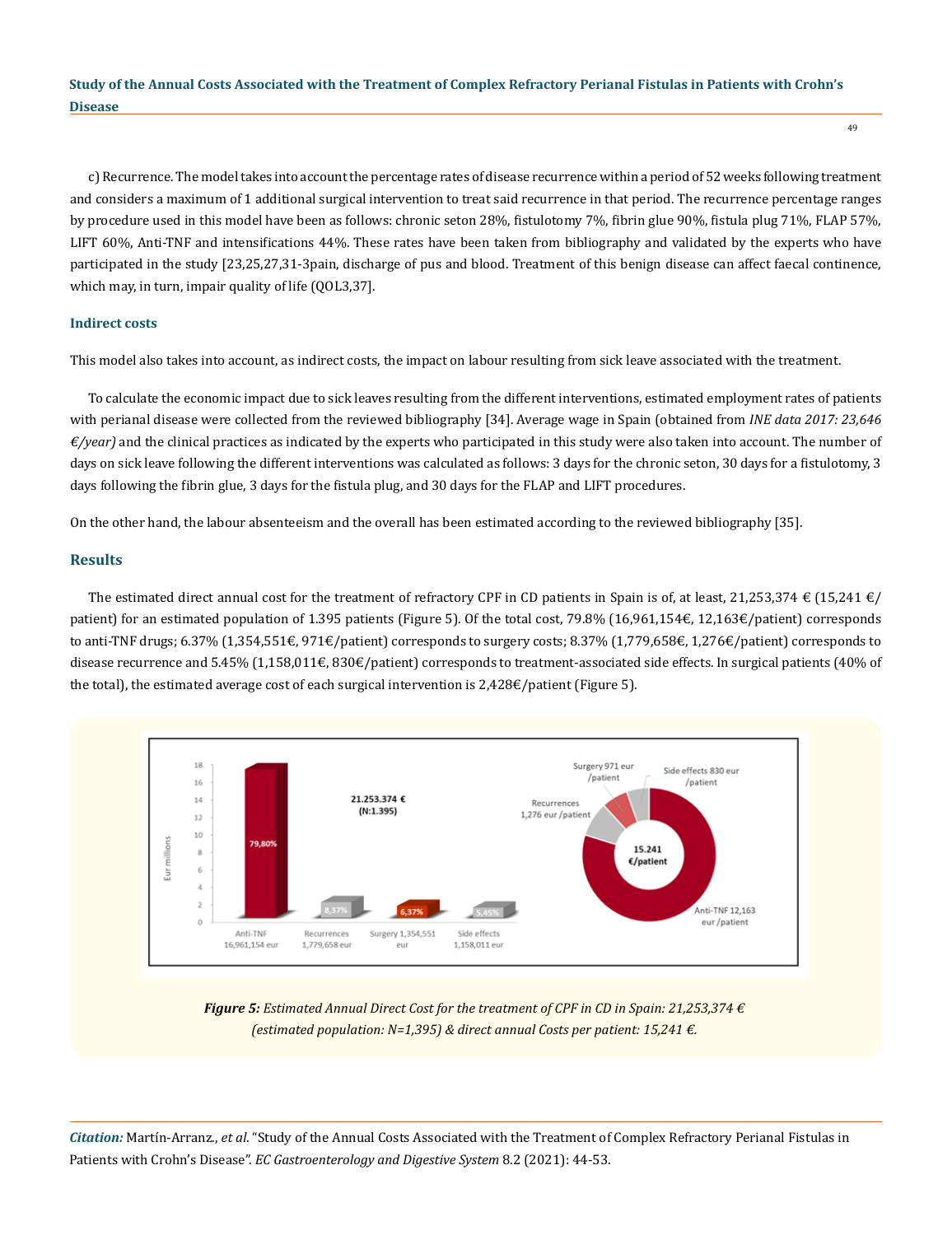c) Recurrence. The model takes into account the percentage rates of disease recurrence within a period of 52 weeks following treatment and considers a maximum of 1 additional surgical intervention to treat said recurrence in that period. The recurrence percentage ranges by procedure used in this model have been as follows: chronic seton 28%, fistulotomy 7%, fibrin glue 90%, fistula plug 71%, FLAP 57%, LIFT 60%, Anti-TNF and intensifications 44%. These rates have been taken from bibliography and validated by the experts who have participated in the study [23,25,27,31-3pain, discharge of pus and blood. Treatment of this benign disease can affect faecal continence, which may, in turn, impair quality of life (QOL3,37].

### Indirect costs

This model also takes into account, as indirect costs, the impact on labour resulting from sick leave associated with the treatment.

To calculate the economic impact due to sick leaves resulting from the different interventions, estimated employment rates of patients with perianal disease were collected from the reviewed bibliography [34]. Average wage in Spain (obtained from *INE data 2017: 23,646 €/year)* and the clinical practices as indicated by the experts who participated in this study were also taken into account. The number of days on sick leave following the different interventions was calculated as follows: 3 days for the chronic seton, 30 days for a fistulotomy, 3 days following the fibrin glue, 3 days for the fistula plug, and 30 days for the FLAP and LIFT procedures.

On the other hand, the labour absenteeism and the overall has been estimated according to the reviewed bibliography [35].

## Results

The estimated direct annual cost for the treatment of refractory CPF in CD patients in Spain is of, at least, 21,253,374 € (15,241 €/patient) for an estimated population of 1.395 patients (Figure 5). Of the total cost, 79.8% (16,961,154€, 12,163€/patient) corresponds to anti-TNF drugs; 6.37% (1,354,551€, 971€/patient) corresponds to surgery costs; 8.37% (1,779,658€, 1,276€/patient) corresponds to disease recurrence and 5.45% (1,158,011€, 830€/patient) corresponds to treatment-associated side effects. In surgical patients (40% of the total), the estimated average cost of each surgical intervention is 2,428€/patient (Figure 5).

***Figure 5:*** *Estimated Annual Direct Cost for the treatment of CPF in CD in Spain: 21,253,374 € (estimated population: N=1,395) & direct annual Costs per patient: 15,241 €.*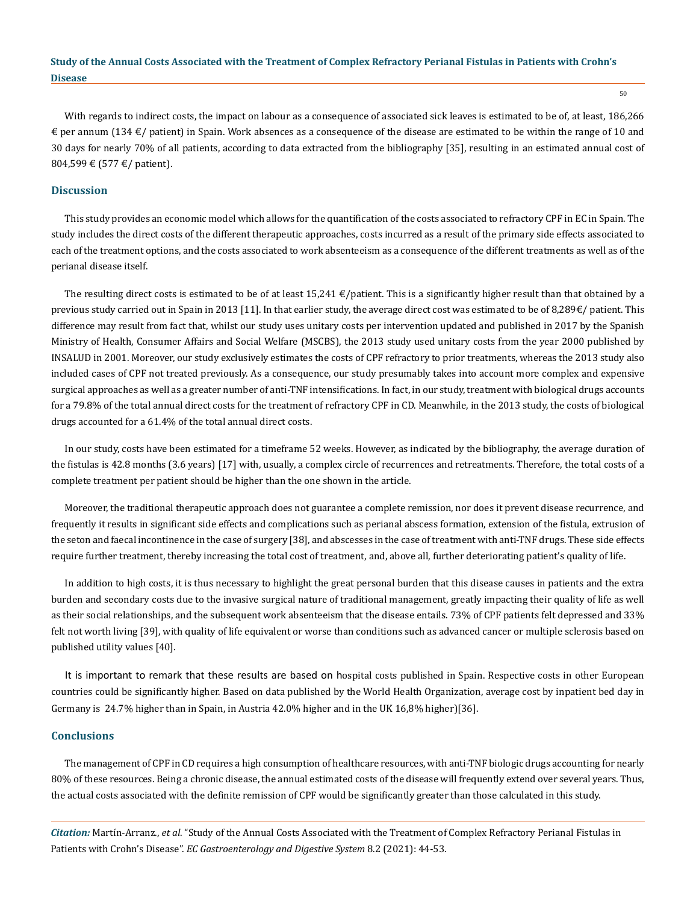With regards to indirect costs, the impact on labour as a consequence of associated sick leaves is estimated to be of, at least, 186,266 € per annum (134 €/ patient) in Spain. Work absences as a consequence of the disease are estimated to be within the range of 10 and 30 days for nearly 70% of all patients, according to data extracted from the bibliography [35], resulting in an estimated annual cost of 804,599 € (577 €/ patient).

## Discussion

This study provides an economic model which allows for the quantification of the costs associated to refractory CPF in EC in Spain. The study includes the direct costs of the different therapeutic approaches, costs incurred as a result of the primary side effects associated to each of the treatment options, and the costs associated to work absenteeism as a consequence of the different treatments as well as of the perianal disease itself.

The resulting direct costs is estimated to be of at least 15,241 €/patient. This is a significantly higher result than that obtained by a previous study carried out in Spain in 2013 [11]. In that earlier study, the average direct cost was estimated to be of 8,289€/ patient. This difference may result from fact that, whilst our study uses unitary costs per intervention updated and published in 2017 by the Spanish Ministry of Health, Consumer Affairs and Social Welfare (MSCBS), the 2013 study used unitary costs from the year 2000 published by INSALUD in 2001. Moreover, our study exclusively estimates the costs of CPF refractory to prior treatments, whereas the 2013 study also included cases of CPF not treated previously. As a consequence, our study presumably takes into account more complex and expensive surgical approaches as well as a greater number of anti-TNF intensifications. In fact, in our study, treatment with biological drugs accounts for a 79.8% of the total annual direct costs for the treatment of refractory CPF in CD. Meanwhile, in the 2013 study, the costs of biological drugs accounted for a 61.4% of the total annual direct costs.

In our study, costs have been estimated for a timeframe 52 weeks. However, as indicated by the bibliography, the average duration of the fistulas is 42.8 months (3.6 years) [17] with, usually, a complex circle of recurrences and retreatments. Therefore, the total costs of a complete treatment per patient should be higher than the one shown in the article.

Moreover, the traditional therapeutic approach does not guarantee a complete remission, nor does it prevent disease recurrence, and frequently it results in significant side effects and complications such as perianal abscess formation, extension of the fistula, extrusion of the seton and faecal incontinence in the case of surgery [38], and abscesses in the case of treatment with anti-TNF drugs. These side effects require further treatment, thereby increasing the total cost of treatment, and, above all, further deteriorating patient's quality of life.

In addition to high costs, it is thus necessary to highlight the great personal burden that this disease causes in patients and the extra burden and secondary costs due to the invasive surgical nature of traditional management, greatly impacting their quality of life as well as their social relationships, and the subsequent work absenteeism that the disease entails. 73% of CPF patients felt depressed and 33% felt not worth living [39], with quality of life equivalent or worse than conditions such as advanced cancer or multiple sclerosis based on published utility values [40].

It is important to remark that these results are based on hospital costs published in Spain. Respective costs in other European countries could be significantly higher. Based on data published by the World Health Organization, average cost by inpatient bed day in Germany is 24.7% higher than in Spain, in Austria 42.0% higher and in the UK 16,8% higher)[36].

## Conclusions

The management of CPF in CD requires a high consumption of healthcare resources, with anti-TNF biologic drugs accounting for nearly 80% of these resources. Being a chronic disease, the annual estimated costs of the disease will frequently extend over several years. Thus, the actual costs associated with the definite remission of CPF would be significantly greater than those calculated in this study.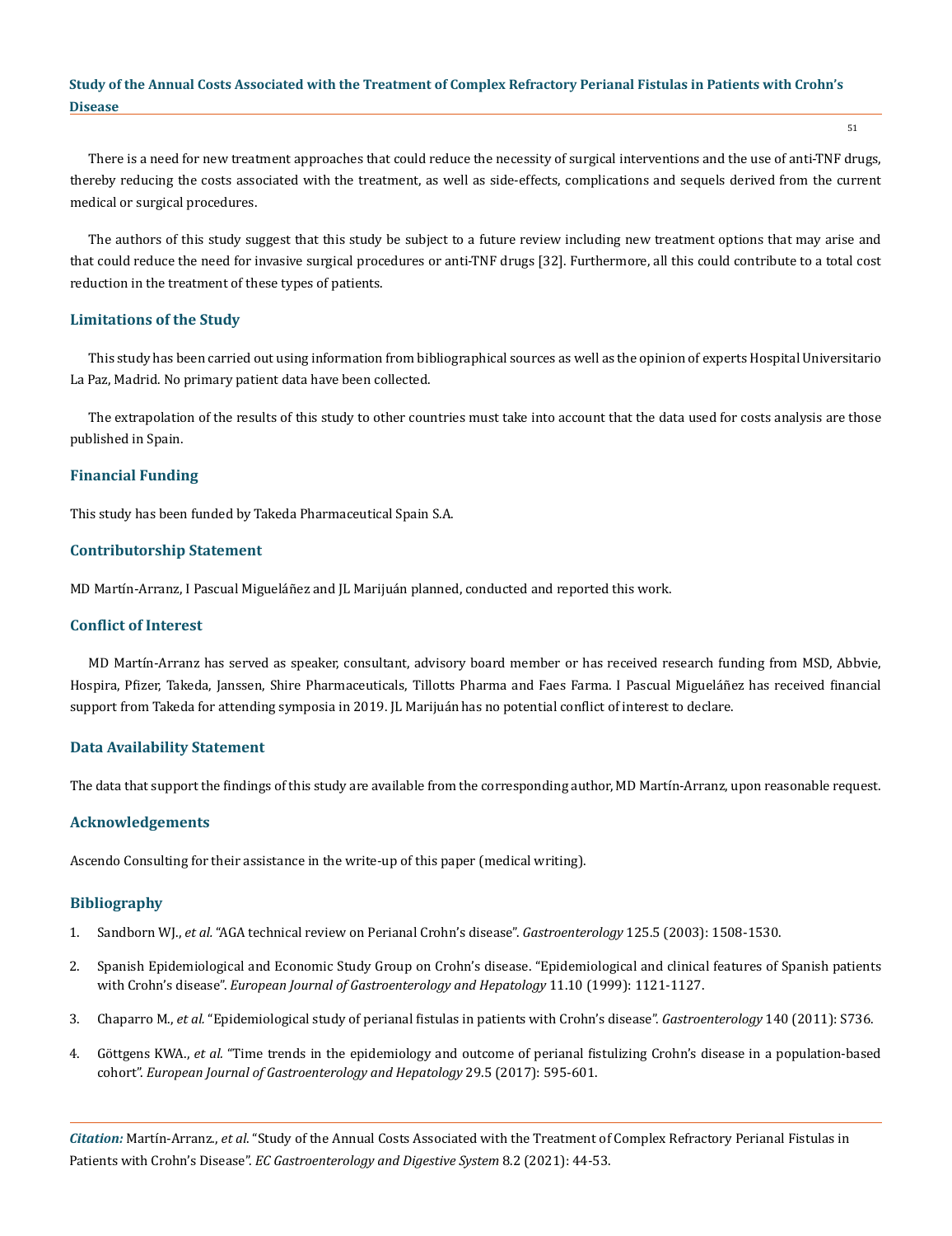There is a need for new treatment approaches that could reduce the necessity of surgical interventions and the use of anti-TNF drugs, thereby reducing the costs associated with the treatment, as well as side-effects, complications and sequels derived from the current medical or surgical procedures.

The authors of this study suggest that this study be subject to a future review including new treatment options that may arise and that could reduce the need for invasive surgical procedures or anti-TNF drugs [32]. Furthermore, all this could contribute to a total cost reduction in the treatment of these types of patients.

## Limitations of the Study

This study has been carried out using information from bibliographical sources as well as the opinion of experts Hospital Universitario La Paz, Madrid. No primary patient data have been collected.

The extrapolation of the results of this study to other countries must take into account that the data used for costs analysis are those published in Spain.

## Financial Funding

This study has been funded by Takeda Pharmaceutical Spain S.A.

## Contributorship Statement

MD Martín-Arranz, I Pascual Migueláñez and JL Marijuán planned, conducted and reported this work.

## Conflict of Interest

MD Martín-Arranz has served as speaker, consultant, advisory board member or has received research funding from MSD, Abbvie, Hospira, Pfizer, Takeda, Janssen, Shire Pharmaceuticals, Tillotts Pharma and Faes Farma. I Pascual Migueláñez has received financial support from Takeda for attending symposia in 2019. JL Marijuán has no potential conflict of interest to declare.

## Data Availability Statement

The data that support the findings of this study are available from the corresponding author, MD Martín-Arranz, upon reasonable request.

## Acknowledgements

Ascendo Consulting for their assistance in the write-up of this paper (medical writing).

## Bibliography

1. Sandborn WJ., *et al.* "AGA technical review on Perianal Crohn's disease". *Gastroenterology* 125.5 (2003): 1508-1530.
2. Spanish Epidemiological and Economic Study Group on Crohn's disease. "Epidemiological and clinical features of Spanish patients with Crohn's disease". *European Journal of Gastroenterology and Hepatology* 11.10 (1999): 1121-1127.
3. Chaparro M., *et al.* "Epidemiological study of perianal fistulas in patients with Crohn's disease". *Gastroenterology* 140 (2011): S736.
4. Göttgens KWA., *et al.* "Time trends in the epidemiology and outcome of perianal fistulizing Crohn's disease in a population-based cohort". *European Journal of Gastroenterology and Hepatology* 29.5 (2017): 595-601.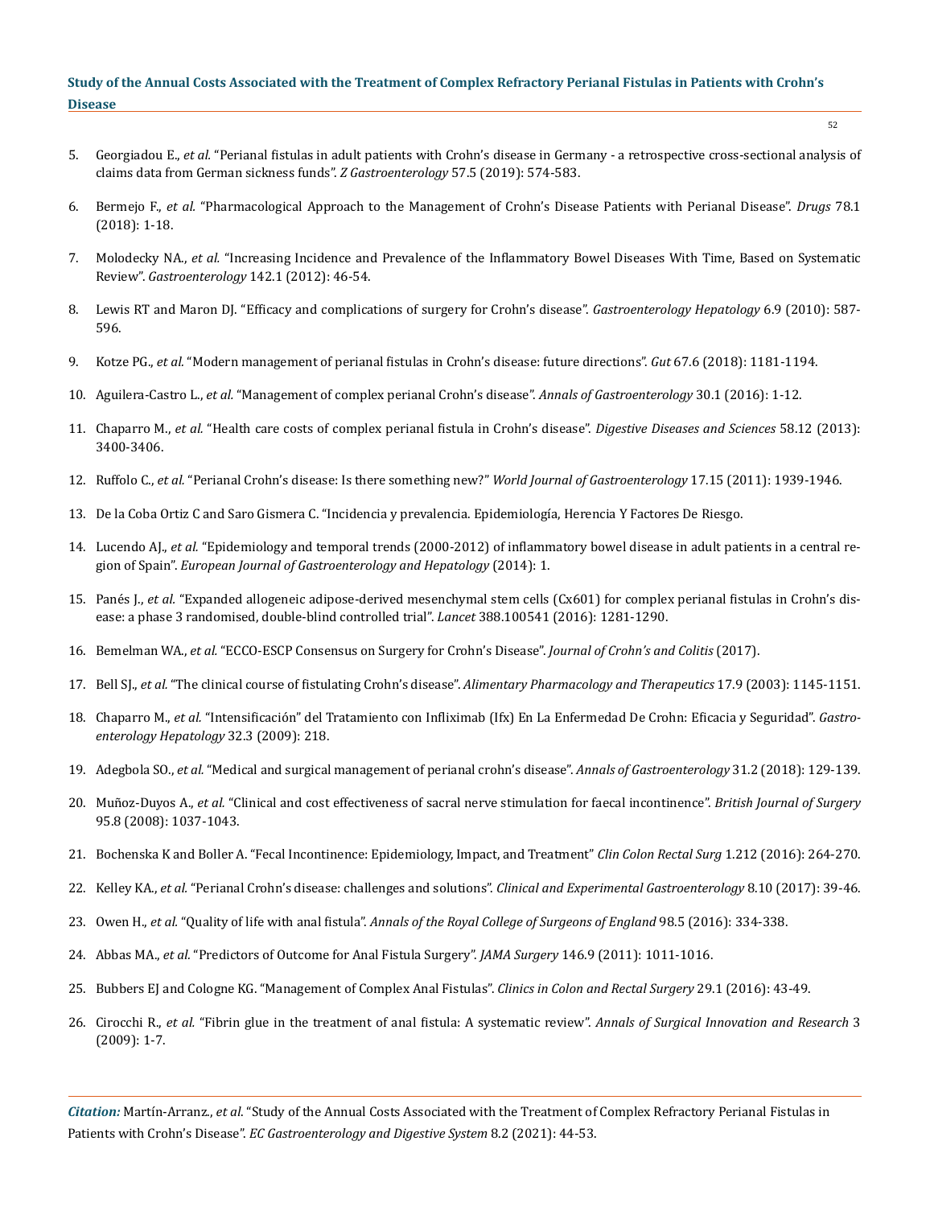5. Georgiadou E., *et al.* "Perianal fistulas in adult patients with Crohn's disease in Germany - a retrospective cross-sectional analysis of claims data from German sickness funds". *Z Gastroenterology* 57.5 (2019): 574-583.

6. Bermejo F., *et al.* "Pharmacological Approach to the Management of Crohn's Disease Patients with Perianal Disease". *Drugs* 78.1 (2018): 1-18.

7. Molodecky NA., *et al.* "Increasing Incidence and Prevalence of the Inflammatory Bowel Diseases With Time, Based on Systematic Review". *Gastroenterology* 142.1 (2012): 46-54.

8. Lewis RT and Maron DJ. "Efficacy and complications of surgery for Crohn's disease". *Gastroenterology Hepatology* 6.9 (2010): 587-596.

9. Kotze PG., *et al.* "Modern management of perianal fistulas in Crohn's disease: future directions". *Gut* 67.6 (2018): 1181-1194.

10. Aguilera-Castro L., *et al.* "Management of complex perianal Crohn's disease". *Annals of Gastroenterology* 30.1 (2016): 1-12.

11. Chaparro M., *et al.* "Health care costs of complex perianal fistula in Crohn's disease". *Digestive Diseases and Sciences* 58.12 (2013): 3400-3406.

12. Ruffolo C., *et al.* "Perianal Crohn's disease: Is there something new?" *World Journal of Gastroenterology* 17.15 (2011): 1939-1946.

13. De la Coba Ortiz C and Saro Gismera C. "Incidencia y prevalencia. Epidemiología, Herencia Y Factores De Riesgo.

14. Lucendo AJ., *et al.* "Epidemiology and temporal trends (2000-2012) of inflammatory bowel disease in adult patients in a central region of Spain". *European Journal of Gastroenterology and Hepatology* (2014): 1.

15. Panés J., *et al.* "Expanded allogeneic adipose-derived mesenchymal stem cells (Cx601) for complex perianal fistulas in Crohn's disease: a phase 3 randomised, double-blind controlled trial". *Lancet* 388.100541 (2016): 1281-1290.

16. Bemelman WA., *et al.* "ECCO-ESCP Consensus on Surgery for Crohn's Disease". *Journal of Crohn's and Colitis* (2017).

17. Bell SJ., *et al.* "The clinical course of fistulating Crohn's disease". *Alimentary Pharmacology and Therapeutics* 17.9 (2003): 1145-1151.

18. Chaparro M., *et al.* "Intensificación" del Tratamiento con Infliximab (Ifx) En La Enfermedad De Crohn: Eficacia y Seguridad". *Gastroenterology Hepatology* 32.3 (2009): 218.

19. Adegbola SO., *et al.* "Medical and surgical management of perianal crohn's disease". *Annals of Gastroenterology* 31.2 (2018): 129-139.

20. Muñoz-Duyos A., *et al.* "Clinical and cost effectiveness of sacral nerve stimulation for faecal incontinence". *British Journal of Surgery* 95.8 (2008): 1037-1043.

21. Bochenska K and Boller A. "Fecal Incontinence: Epidemiology, Impact, and Treatment" *Clin Colon Rectal Surg* 1.212 (2016): 264-270.

22. Kelley KA., *et al.* "Perianal Crohn's disease: challenges and solutions". *Clinical and Experimental Gastroenterology* 8.10 (2017): 39-46.

23. Owen H., *et al.* "Quality of life with anal fistula". *Annals of the Royal College of Surgeons of England* 98.5 (2016): 334-338.

24. Abbas MA., *et al.* "Predictors of Outcome for Anal Fistula Surgery". *JAMA Surgery* 146.9 (2011): 1011-1016.

25. Bubbers EJ and Cologne KG. "Management of Complex Anal Fistulas". *Clinics in Colon and Rectal Surgery* 29.1 (2016): 43-49.

26. Cirocchi R., *et al.* "Fibrin glue in the treatment of anal fistula: A systematic review". *Annals of Surgical Innovation and Research* 3 (2009): 1-7.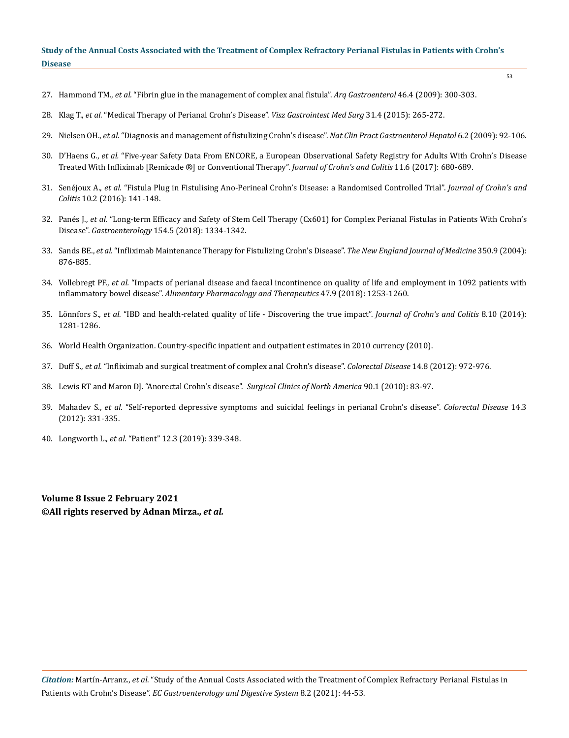27. Hammond TM., *et al.* "Fibrin glue in the management of complex anal fistula". *Arq Gastroenterol* 46.4 (2009): 300-303.

28. Klag T., *et al.* "Medical Therapy of Perianal Crohn's Disease". *Visz Gastrointest Med Surg* 31.4 (2015): 265-272.

29. Nielsen OH., *et al.* "Diagnosis and management of fistulizing Crohn's disease". *Nat Clin Pract Gastroenterol Hepatol* 6.2 (2009): 92-106.

30. D'Haens G., *et al.* "Five-year Safety Data From ENCORE, a European Observational Safety Registry for Adults With Crohn's Disease Treated With Infliximab [Remicade ®] or Conventional Therapy". *Journal of Crohn's and Colitis* 11.6 (2017): 680-689.

31. Senéjoux A., *et al.* "Fistula Plug in Fistulising Ano-Perineal Crohn's Disease: a Randomised Controlled Trial". *Journal of Crohn's and Colitis* 10.2 (2016): 141-148.

32. Panés J., *et al.* "Long-term Efficacy and Safety of Stem Cell Therapy (Cx601) for Complex Perianal Fistulas in Patients With Crohn's Disease". *Gastroenterology* 154.5 (2018): 1334-1342.

33. Sands BE., *et al.* "Infliximab Maintenance Therapy for Fistulizing Crohn's Disease". *The New England Journal of Medicine* 350.9 (2004): 876-885.

34. Vollebregt PF., *et al.* "Impacts of perianal disease and faecal incontinence on quality of life and employment in 1092 patients with inflammatory bowel disease". *Alimentary Pharmacology and Therapeutics* 47.9 (2018): 1253-1260.

35. Lönnfors S., *et al.* "IBD and health-related quality of life - Discovering the true impact". *Journal of Crohn's and Colitis* 8.10 (2014): 1281-1286.

36. World Health Organization. Country-specific inpatient and outpatient estimates in 2010 currency (2010).

37. Duff S., *et al.* "Infliximab and surgical treatment of complex anal Crohn's disease". *Colorectal Disease* 14.8 (2012): 972-976.

38. Lewis RT and Maron DJ. "Anorectal Crohn's disease". *Surgical Clinics of North America* 90.1 (2010): 83-97.

39. Mahadev S., *et al.* "Self-reported depressive symptoms and suicidal feelings in perianal Crohn's disease". *Colorectal Disease* 14.3 (2012): 331-335.

40. Longworth L., *et al.* "Patient" 12.3 (2019): 339-348.

**Volume 8 Issue 2 February 2021**
**©All rights reserved by Adnan Mirza., *et al.***